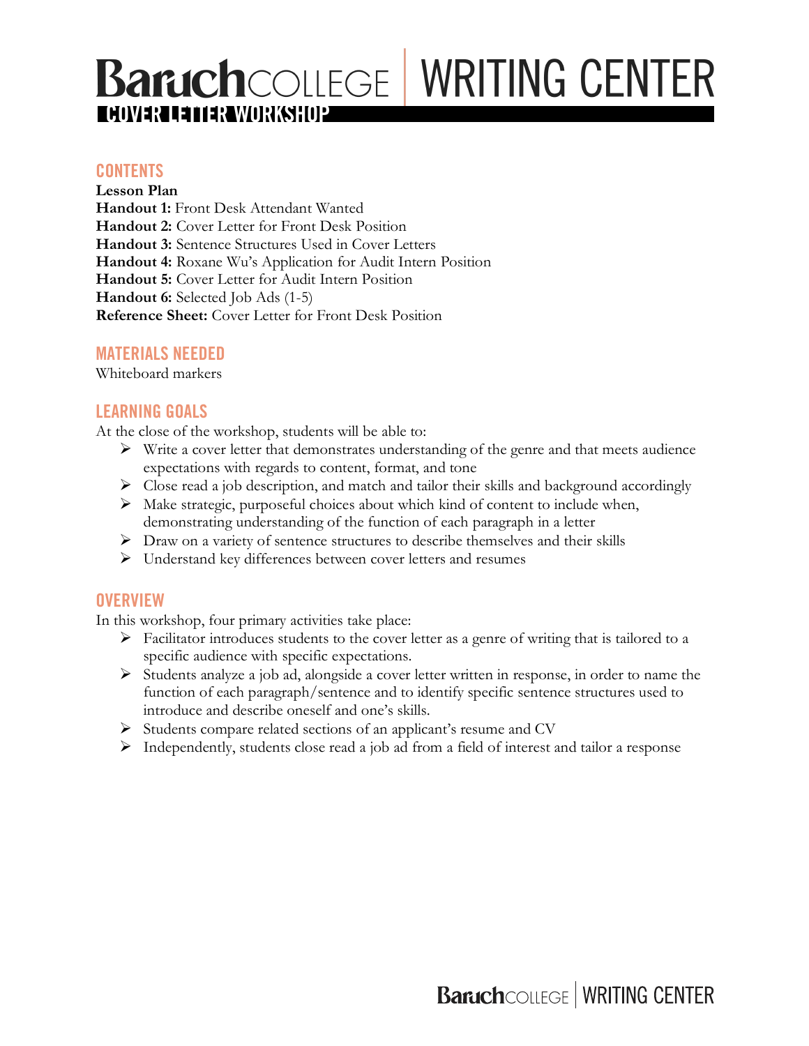# Baruch COLLEGE | WRITING CENTER

## COVER LETTER WORKSHOP

### CONTENTS

**Lesson Plan**
**Handout 1:** Front Desk Attendant Wanted
**Handout 2:** Cover Letter for Front Desk Position
**Handout 3:** Sentence Structures Used in Cover Letters
**Handout 4:** Roxane Wu's Application for Audit Intern Position
**Handout 5:** Cover Letter for Audit Intern Position
**Handout 6:** Selected Job Ads (1-5)
**Reference Sheet:** Cover Letter for Front Desk Position

### MATERIALS NEEDED

Whiteboard markers

### LEARNING GOALS

At the close of the workshop, students will be able to:

- Write a cover letter that demonstrates understanding of the genre and that meets audience expectations with regards to content, format, and tone
- Close read a job description, and match and tailor their skills and background accordingly
- Make strategic, purposeful choices about which kind of content to include when, demonstrating understanding of the function of each paragraph in a letter
- Draw on a variety of sentence structures to describe themselves and their skills
- Understand key differences between cover letters and resumes

### OVERVIEW

In this workshop, four primary activities take place:

- Facilitator introduces students to the cover letter as a genre of writing that is tailored to a specific audience with specific expectations.
- Students analyze a job ad, alongside a cover letter written in response, in order to name the function of each paragraph/sentence and to identify specific sentence structures used to introduce and describe oneself and one's skills.
- Students compare related sections of an applicant's resume and CV
- Independently, students close read a job ad from a field of interest and tailor a response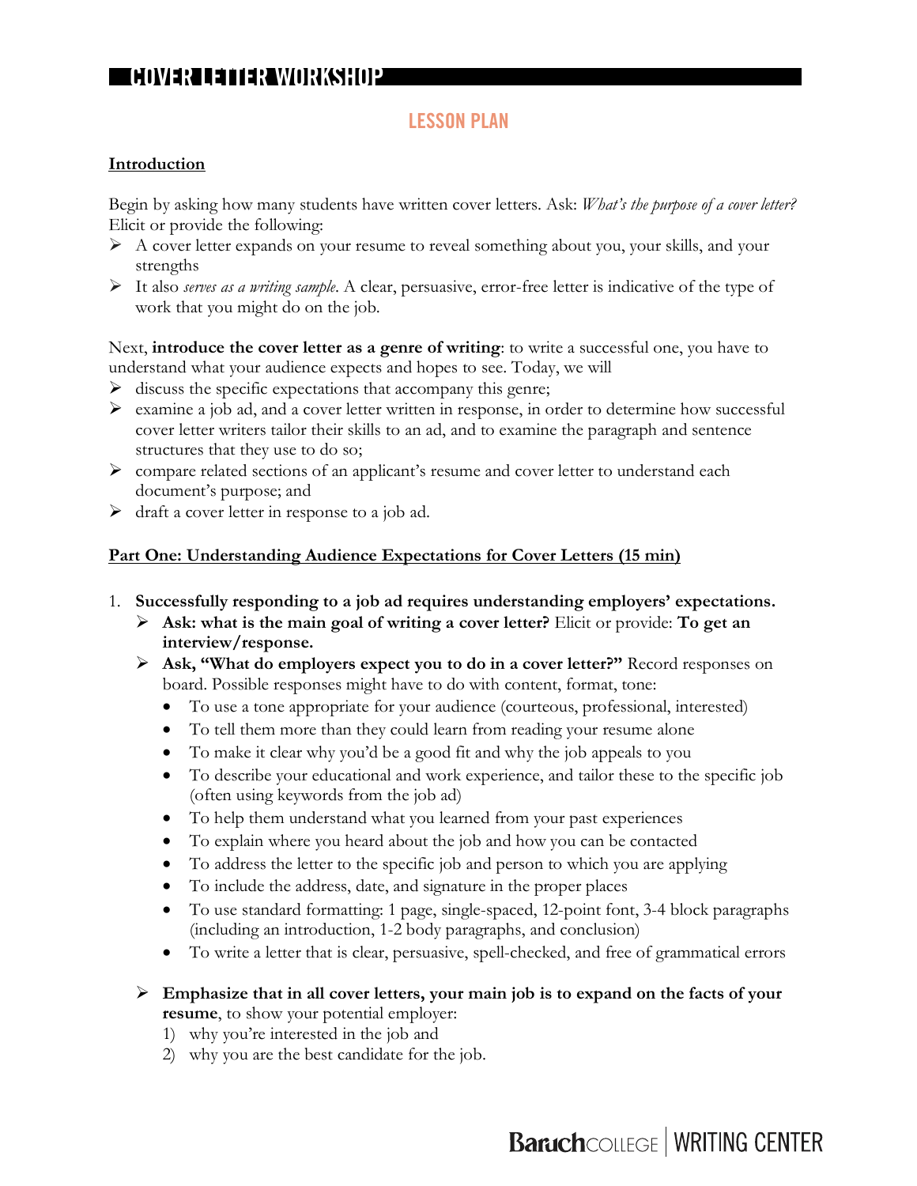# COVER LETTER WORKSHOP

## LESSON PLAN

**Introduction**

Begin by asking how many students have written cover letters. Ask: *What's the purpose of a cover letter?* Elicit or provide the following:

- A cover letter expands on your resume to reveal something about you, your skills, and your strengths
- It also *serves as a writing sample*. A clear, persuasive, error-free letter is indicative of the type of work that you might do on the job.

Next, **introduce the cover letter as a genre of writing**: to write a successful one, you have to understand what your audience expects and hopes to see. Today, we will

- discuss the specific expectations that accompany this genre;
- examine a job ad, and a cover letter written in response, in order to determine how successful cover letter writers tailor their skills to an ad, and to examine the paragraph and sentence structures that they use to do so;
- compare related sections of an applicant's resume and cover letter to understand each document's purpose; and
- draft a cover letter in response to a job ad.

**Part One: Understanding Audience Expectations for Cover Letters (15 min)**

1. **Successfully responding to a job ad requires understanding employers' expectations.**
   - **Ask: what is the main goal of writing a cover letter?** Elicit or provide: **To get an interview/response.**
   - **Ask, "What do employers expect you to do in a cover letter?"** Record responses on board. Possible responses might have to do with content, format, tone:
     - To use a tone appropriate for your audience (courteous, professional, interested)
     - To tell them more than they could learn from reading your resume alone
     - To make it clear why you'd be a good fit and why the job appeals to you
     - To describe your educational and work experience, and tailor these to the specific job (often using keywords from the job ad)
     - To help them understand what you learned from your past experiences
     - To explain where you heard about the job and how you can be contacted
     - To address the letter to the specific job and person to which you are applying
     - To include the address, date, and signature in the proper places
     - To use standard formatting: 1 page, single-spaced, 12-point font, 3-4 block paragraphs (including an introduction, 1-2 body paragraphs, and conclusion)
     - To write a letter that is clear, persuasive, spell-checked, and free of grammatical errors
   - **Emphasize that in all cover letters, your main job is to expand on the facts of your resume**, to show your potential employer:
     1) why you're interested in the job and
     2) why you are the best candidate for the job.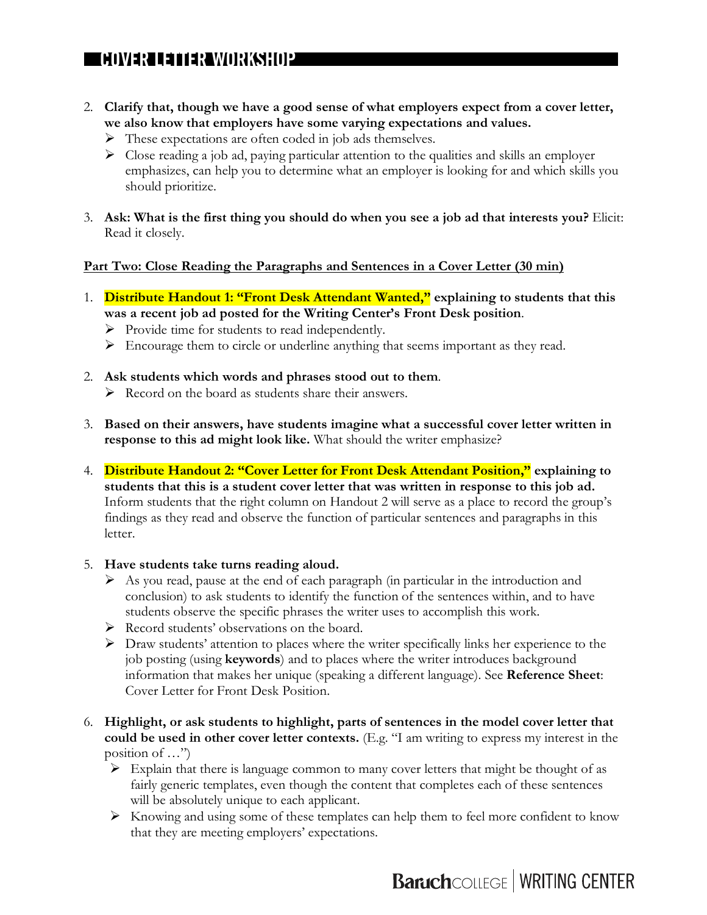2. **Clarify that, though we have a good sense of what employers expect from a cover letter, we also know that employers have some varying expectations and values.**
   - These expectations are often coded in job ads themselves.
   - Close reading a job ad, paying particular attention to the qualities and skills an employer emphasizes, can help you to determine what an employer is looking for and which skills you should prioritize.

3. **Ask: What is the first thing you should do when you see a job ad that interests you?** Elicit: Read it closely.

**Part Two: Close Reading the Paragraphs and Sentences in a Cover Letter (30 min)**

1. **Distribute Handout 1: "Front Desk Attendant Wanted," explaining to students that this was a recent job ad posted for the Writing Center's Front Desk position**.
   - Provide time for students to read independently.
   - Encourage them to circle or underline anything that seems important as they read.

2. **Ask students which words and phrases stood out to them**.
   - Record on the board as students share their answers.

3. **Based on their answers, have students imagine what a successful cover letter written in response to this ad might look like.** What should the writer emphasize?

4. **Distribute Handout 2: "Cover Letter for Front Desk Attendant Position," explaining to students that this is a student cover letter that was written in response to this job ad.** Inform students that the right column on Handout 2 will serve as a place to record the group's findings as they read and observe the function of particular sentences and paragraphs in this letter.

5. **Have students take turns reading aloud.**
   - As you read, pause at the end of each paragraph (in particular in the introduction and conclusion) to ask students to identify the function of the sentences within, and to have students observe the specific phrases the writer uses to accomplish this work.
   - Record students' observations on the board.
   - Draw students' attention to places where the writer specifically links her experience to the job posting (using **keywords**) and to places where the writer introduces background information that makes her unique (speaking a different language). See **Reference Sheet**: Cover Letter for Front Desk Position.

6. **Highlight, or ask students to highlight, parts of sentences in the model cover letter that could be used in other cover letter contexts.** (E.g. "I am writing to express my interest in the position of …")
   - Explain that there is language common to many cover letters that might be thought of as fairly generic templates, even though the content that completes each of these sentences will be absolutely unique to each applicant.
   - Knowing and using some of these templates can help them to feel more confident to know that they are meeting employers' expectations.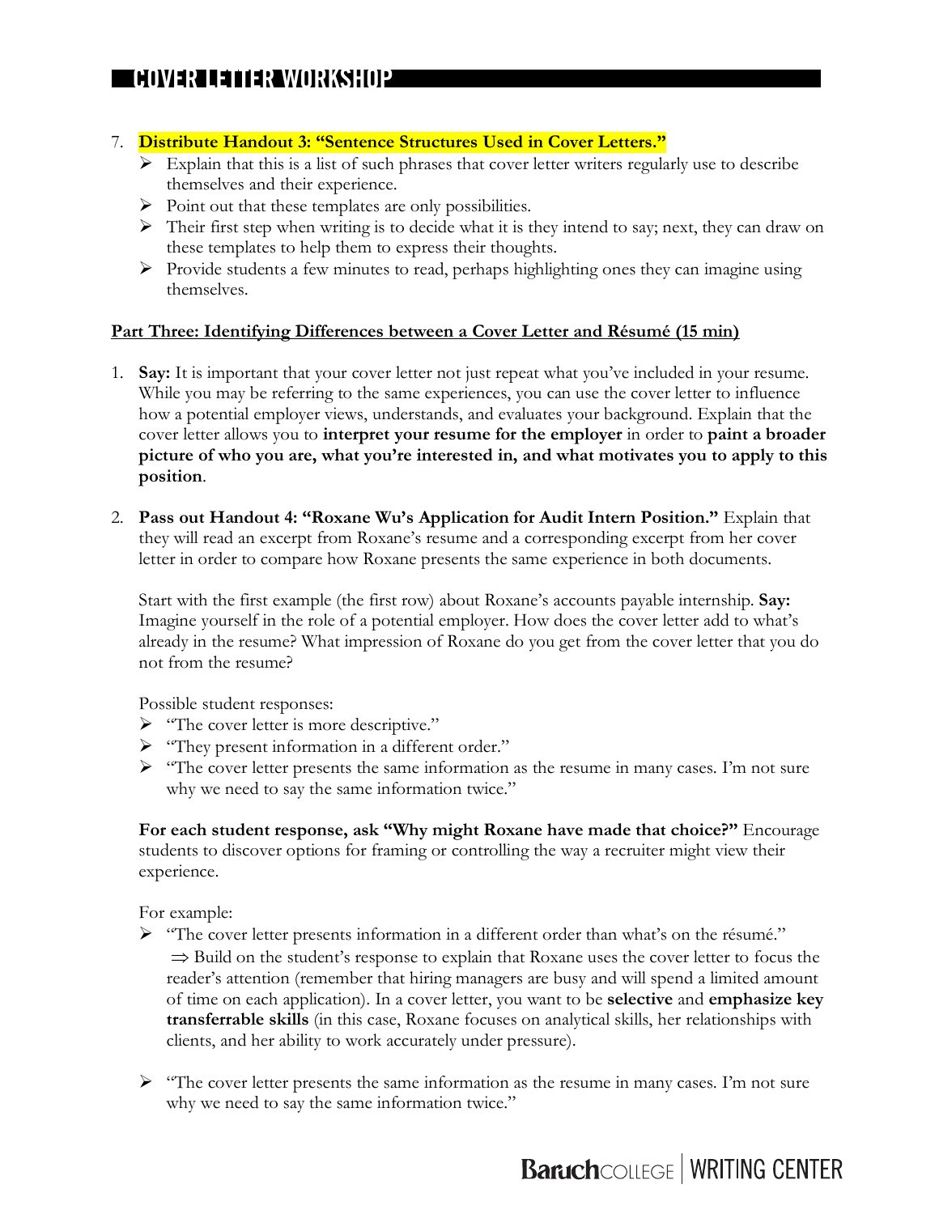7. **Distribute Handout 3: "Sentence Structures Used in Cover Letters."**
   - Explain that this is a list of such phrases that cover letter writers regularly use to describe themselves and their experience.
   - Point out that these templates are only possibilities.
   - Their first step when writing is to decide what it is they intend to say; next, they can draw on these templates to help them to express their thoughts.
   - Provide students a few minutes to read, perhaps highlighting ones they can imagine using themselves.

**Part Three: Identifying Differences between a Cover Letter and Résumé (15 min)**

1. **Say:** It is important that your cover letter not just repeat what you've included in your resume. While you may be referring to the same experiences, you can use the cover letter to influence how a potential employer views, understands, and evaluates your background. Explain that the cover letter allows you to **interpret your resume for the employer** in order to **paint a broader picture of who you are, what you're interested in, and what motivates you to apply to this position**.

2. **Pass out Handout 4: "Roxane Wu's Application for Audit Intern Position."** Explain that they will read an excerpt from Roxane's resume and a corresponding excerpt from her cover letter in order to compare how Roxane presents the same experience in both documents.

   Start with the first example (the first row) about Roxane's accounts payable internship. **Say:** Imagine yourself in the role of a potential employer. How does the cover letter add to what's already in the resume? What impression of Roxane do you get from the cover letter that you do not from the resume?

   Possible student responses:
   - "The cover letter is more descriptive."
   - "They present information in a different order."
   - "The cover letter presents the same information as the resume in many cases. I'm not sure why we need to say the same information twice."

   **For each student response, ask "Why might Roxane have made that choice?"** Encourage students to discover options for framing or controlling the way a recruiter might view their experience.

   For example:
   - "The cover letter presents information in a different order than what's on the résumé."
     ⇒ Build on the student's response to explain that Roxane uses the cover letter to focus the reader's attention (remember that hiring managers are busy and will spend a limited amount of time on each application). In a cover letter, you want to be **selective** and **emphasize key transferrable skills** (in this case, Roxane focuses on analytical skills, her relationships with clients, and her ability to work accurately under pressure).

   - "The cover letter presents the same information as the resume in many cases. I'm not sure why we need to say the same information twice."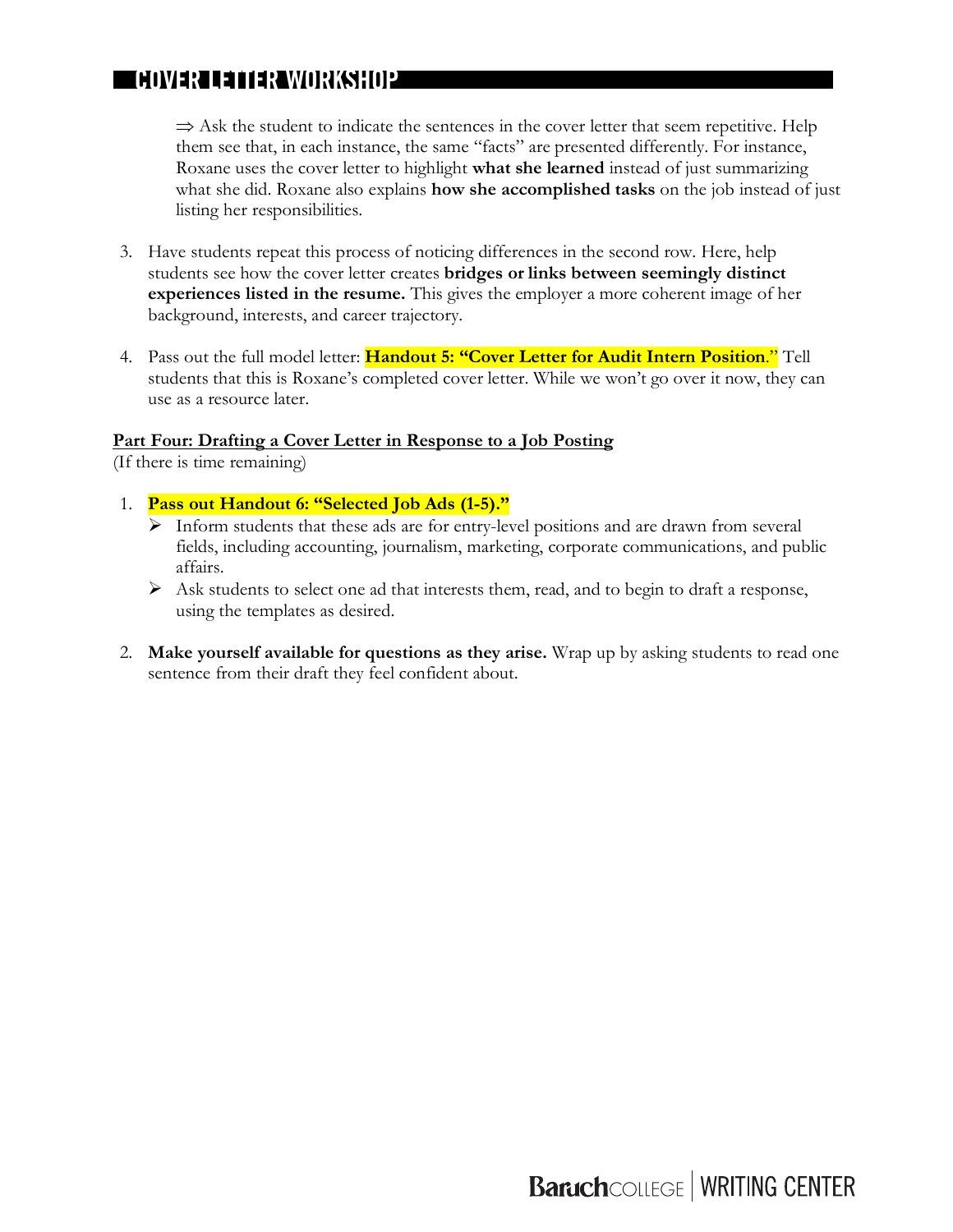⇒ Ask the student to indicate the sentences in the cover letter that seem repetitive. Help them see that, in each instance, the same "facts" are presented differently. For instance, Roxane uses the cover letter to highlight **what she learned** instead of just summarizing what she did. Roxane also explains **how she accomplished tasks** on the job instead of just listing her responsibilities.

3. Have students repeat this process of noticing differences in the second row. Here, help students see how the cover letter creates **bridges or links between seemingly distinct experiences listed in the resume.** This gives the employer a more coherent image of her background, interests, and career trajectory.

4. Pass out the full model letter: **Handout 5: "Cover Letter for Audit Intern Position**." Tell students that this is Roxane's completed cover letter. While we won't go over it now, they can use as a resource later.

**Part Four: Drafting a Cover Letter in Response to a Job Posting**
(If there is time remaining)

1. **Pass out Handout 6: "Selected Job Ads (1-5)."**
   - Inform students that these ads are for entry-level positions and are drawn from several fields, including accounting, journalism, marketing, corporate communications, and public affairs.
   - Ask students to select one ad that interests them, read, and to begin to draft a response, using the templates as desired.

2. **Make yourself available for questions as they arise.** Wrap up by asking students to read one sentence from their draft they feel confident about.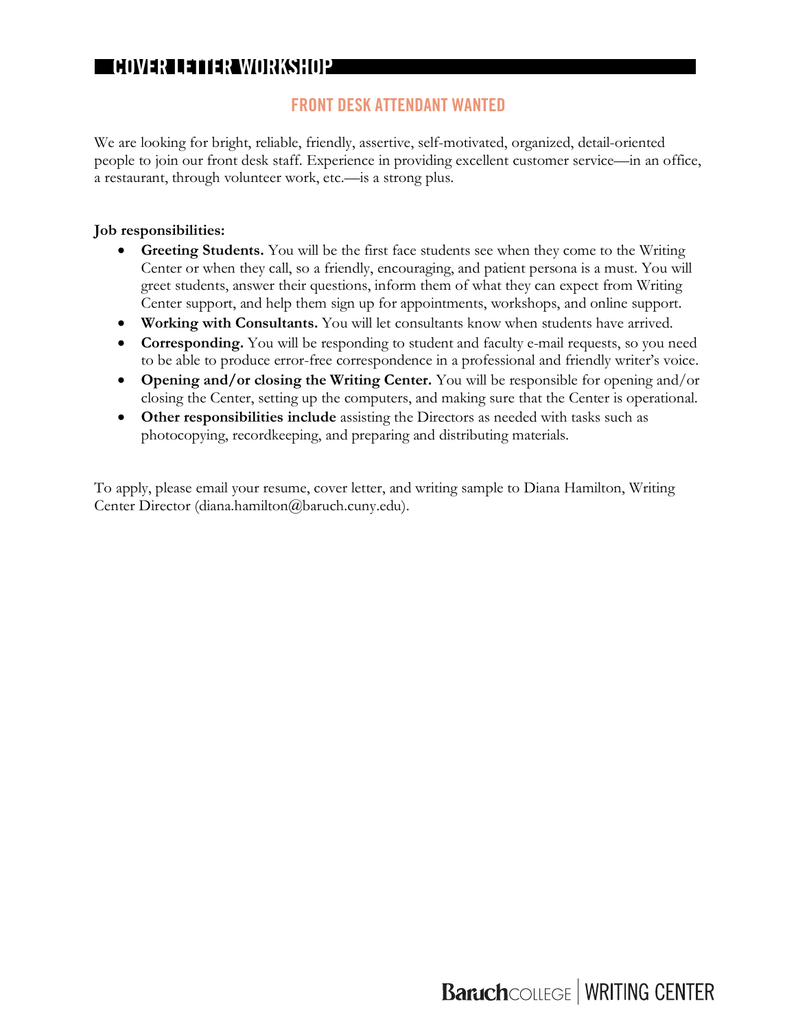# COVER LETTER WORKSHOP

## FRONT DESK ATTENDANT WANTED

We are looking for bright, reliable, friendly, assertive, self-motivated, organized, detail-oriented people to join our front desk staff. Experience in providing excellent customer service—in an office, a restaurant, through volunteer work, etc.—is a strong plus.

**Job responsibilities:**

- **Greeting Students.** You will be the first face students see when they come to the Writing Center or when they call, so a friendly, encouraging, and patient persona is a must. You will greet students, answer their questions, inform them of what they can expect from Writing Center support, and help them sign up for appointments, workshops, and online support.
- **Working with Consultants.** You will let consultants know when students have arrived.
- **Corresponding.** You will be responding to student and faculty e-mail requests, so you need to be able to produce error-free correspondence in a professional and friendly writer's voice.
- **Opening and/or closing the Writing Center.** You will be responsible for opening and/or closing the Center, setting up the computers, and making sure that the Center is operational.
- **Other responsibilities include** assisting the Directors as needed with tasks such as photocopying, recordkeeping, and preparing and distributing materials.

To apply, please email your resume, cover letter, and writing sample to Diana Hamilton, Writing Center Director (diana.hamilton@baruch.cuny.edu).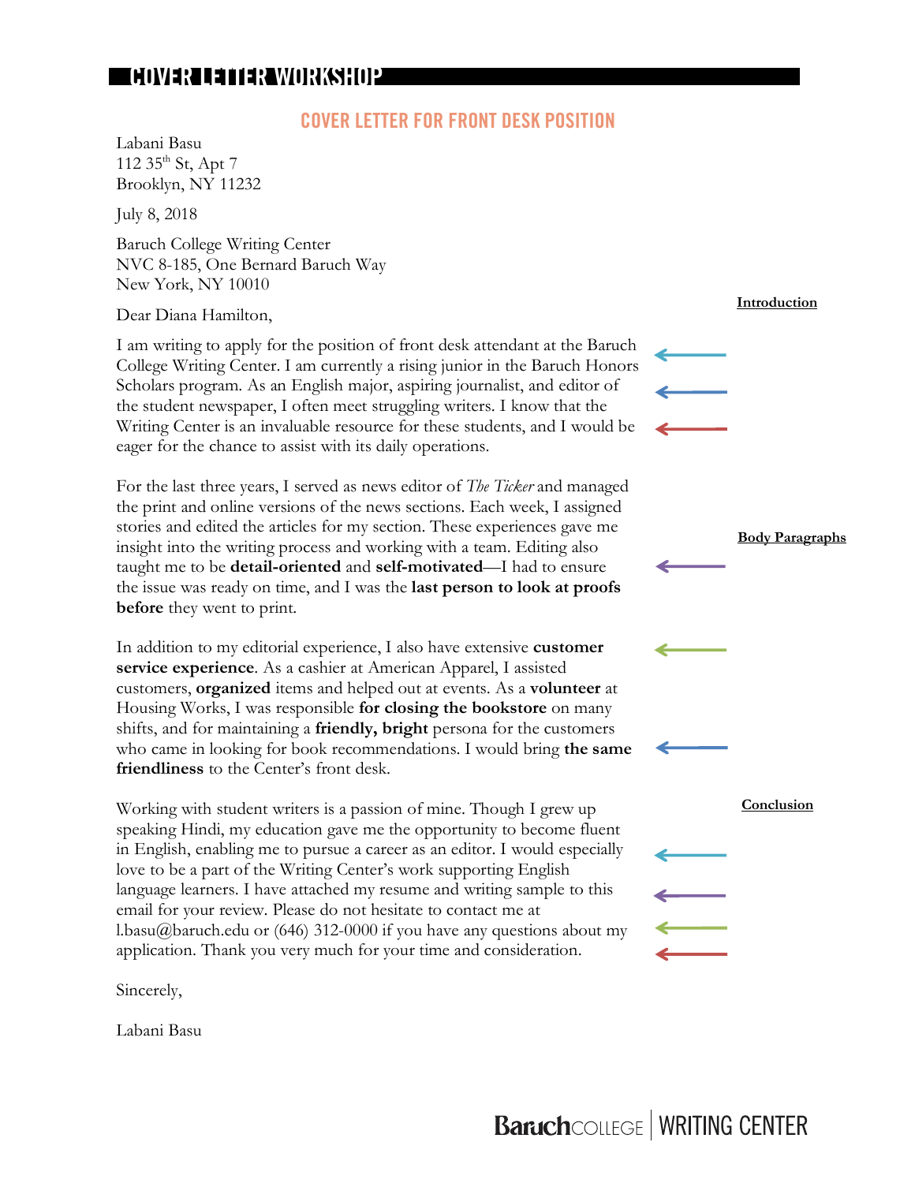# COVER LETTER WORKSHOP

## COVER LETTER FOR FRONT DESK POSITION

Labani Basu
112 35th St, Apt 7
Brooklyn, NY 11232

July 8, 2018

Baruch College Writing Center
NVC 8-185, One Bernard Baruch Way
New York, NY 10010

**Introduction**

Dear Diana Hamilton,

I am writing to apply for the position of front desk attendant at the Baruch College Writing Center. I am currently a rising junior in the Baruch Honors Scholars program. As an English major, aspiring journalist, and editor of the student newspaper, I often meet struggling writers. I know that the Writing Center is an invaluable resource for these students, and I would be eager for the chance to assist with its daily operations.

**Body Paragraphs**

For the last three years, I served as news editor of *The Ticker* and managed the print and online versions of the news sections. Each week, I assigned stories and edited the articles for my section. These experiences gave me insight into the writing process and working with a team. Editing also taught me to be **detail-oriented** and **self-motivated**—I had to ensure the issue was ready on time, and I was the **last person to look at proofs before** they went to print.

In addition to my editorial experience, I also have extensive **customer service experience**. As a cashier at American Apparel, I assisted customers, **organized** items and helped out at events. As a **volunteer** at Housing Works, I was responsible **for closing the bookstore** on many shifts, and for maintaining a **friendly, bright** persona for the customers who came in looking for book recommendations. I would bring **the same friendliness** to the Center's front desk.

**Conclusion**

Working with student writers is a passion of mine. Though I grew up speaking Hindi, my education gave me the opportunity to become fluent in English, enabling me to pursue a career as an editor. I would especially love to be a part of the Writing Center's work supporting English language learners. I have attached my resume and writing sample to this email for your review. Please do not hesitate to contact me at l.basu@baruch.edu or (646) 312-0000 if you have any questions about my application. Thank you very much for your time and consideration.

Sincerely,

Labani Basu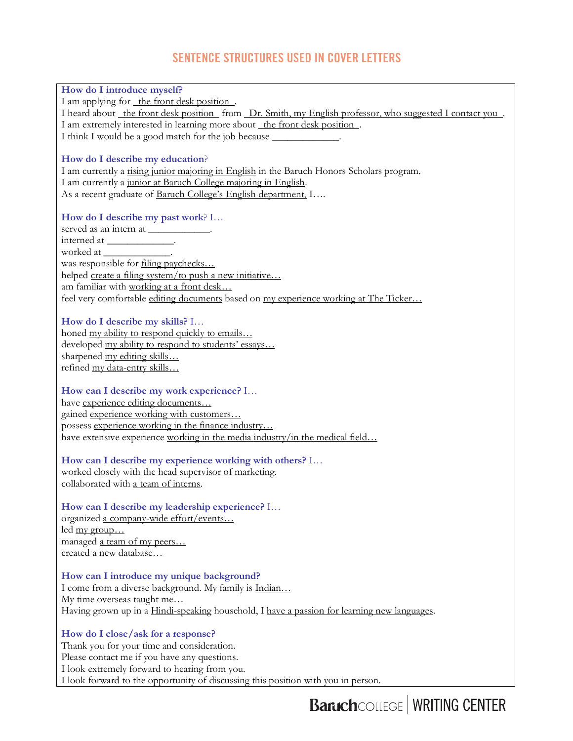# SENTENCE STRUCTURES USED IN COVER LETTERS

**How do I introduce myself?**

I am applying for \_the front desk position\_.
I heard about \_the front desk position\_ from \_Dr. Smith, my English professor, who suggested I contact you\_.
I am extremely interested in learning more about \_the front desk position\_.
I think I would be a good match for the job because \_\_\_\_\_\_\_\_\_\_\_\_.

**How do I describe my education?**

I am currently a <u>rising junior majoring in English</u> in the Baruch Honors Scholars program.
I am currently a <u>junior at Baruch College majoring in English</u>.
As a recent graduate of <u>Baruch College's English department,</u> I….

**How do I describe my past work?** I…

served as an intern at \_\_\_\_\_\_\_\_\_\_\_.
interned at \_\_\_\_\_\_\_\_\_\_\_\_.
worked at \_\_\_\_\_\_\_\_\_\_\_\_.
was responsible for <u>filing paychecks…</u>
helped <u>create a filing system/to push a new initiative…</u>
am familiar with <u>working at a front desk…</u>
feel very comfortable <u>editing documents</u> based on <u>my experience working at The Ticker…</u>

**How do I describe my skills?** I…

honed <u>my ability to respond quickly to emails…</u>
developed <u>my ability to respond to students' essays…</u>
sharpened <u>my editing skills…</u>
refined <u>my data-entry skills…</u>

**How can I describe my work experience?** I…

have <u>experience editing documents…</u>
gained <u>experience working with customers…</u>
possess <u>experience working in the finance industry…</u>
have extensive experience <u>working in the media industry/in the medical field…</u>

**How can I describe my experience working with others?** I…

worked closely with <u>the head supervisor of marketing</u>.
collaborated with <u>a team of interns</u>.

**How can I describe my leadership experience?** I…

organized <u>a company-wide effort/events…</u>
led <u>my group…</u>
managed <u>a team of my peers…</u>
created <u>a new database…</u>

**How can I introduce my unique background?**

I come from a diverse background. My family is <u>Indian…</u>
My time overseas taught me…
Having grown up in a <u>Hindi-speaking</u> household, I <u>have a passion for learning new languages</u>.

**How do I close/ask for a response?**

Thank you for your time and consideration.
Please contact me if you have any questions.
I look extremely forward to hearing from you.
I look forward to the opportunity of discussing this position with you in person.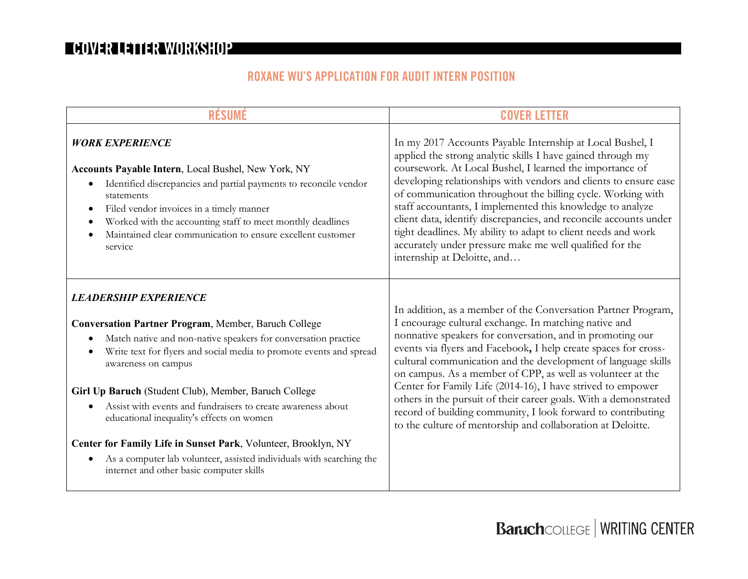# COVER LETTER WORKSHOP

## ROXANE WU'S APPLICATION FOR AUDIT INTERN POSITION

| RÉSUMÉ | COVER LETTER |
|---|---|
| ***WORK EXPERIENCE*** <br><br> **Accounts Payable Intern**, Local Bushel, New York, NY <br> • Identified discrepancies and partial payments to reconcile vendor statements <br> • Filed vendor invoices in a timely manner <br> • Worked with the accounting staff to meet monthly deadlines <br> • Maintained clear communication to ensure excellent customer service | In my 2017 Accounts Payable Internship at Local Bushel, I applied the strong analytic skills I have gained through my coursework. At Local Bushel, I learned the importance of developing relationships with vendors and clients to ensure ease of communication throughout the billing cycle. Working with staff accountants, I implemented this knowledge to analyze client data, identify discrepancies, and reconcile accounts under tight deadlines. My ability to adapt to client needs and work accurately under pressure make me well qualified for the internship at Deloitte, and… |
| ***LEADERSHIP EXPERIENCE*** <br><br> **Conversation Partner Program**, Member, Baruch College <br> • Match native and non-native speakers for conversation practice <br> • Write text for flyers and social media to promote events and spread awareness on campus <br><br> **Girl Up Baruch** (Student Club), Member, Baruch College <br> • Assist with events and fundraisers to create awareness about educational inequality's effects on women <br><br> **Center for Family Life in Sunset Park**, Volunteer, Brooklyn, NY <br> • As a computer lab volunteer, assisted individuals with searching the internet and other basic computer skills | In addition, as a member of the Conversation Partner Program, I encourage cultural exchange. In matching native and nonnative speakers for conversation, and in promoting our events via flyers and Facebook**,** I help create spaces for cross-cultural communication and the development of language skills on campus. As a member of CPP, as well as volunteer at the Center for Family Life (2014-16), I have strived to empower others in the pursuit of their career goals. With a demonstrated record of building community, I look forward to contributing to the culture of mentorship and collaboration at Deloitte. |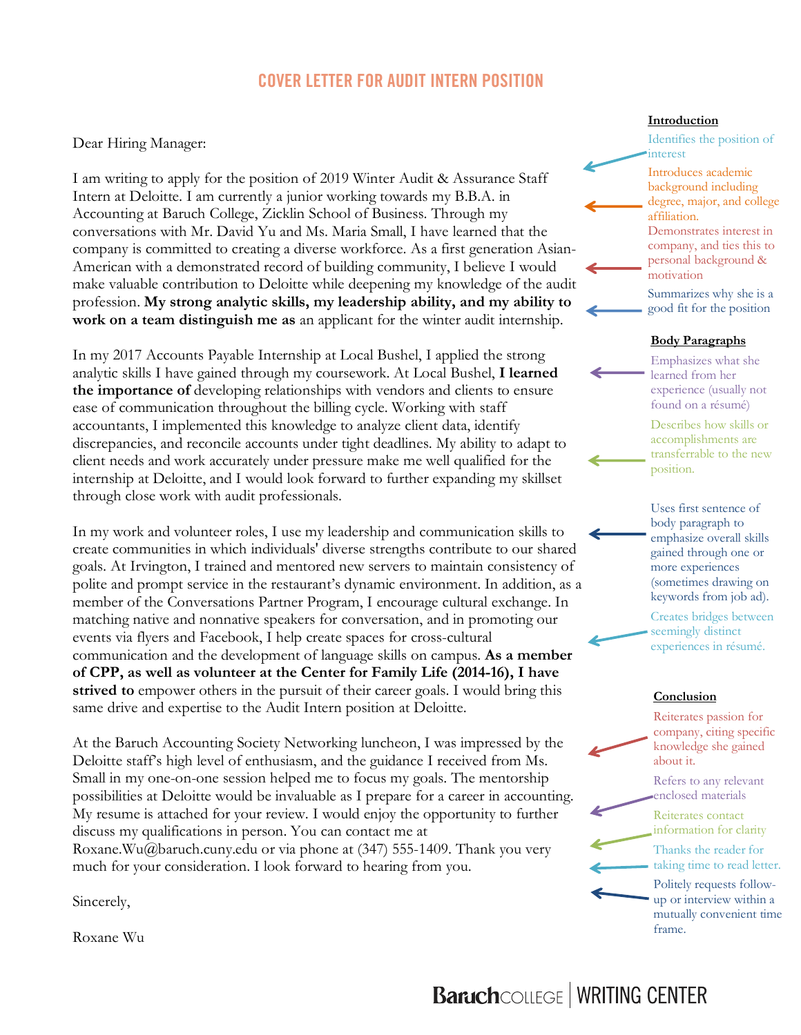# COVER LETTER FOR AUDIT INTERN POSITION

Dear Hiring Manager:

I am writing to apply for the position of 2019 Winter Audit & Assurance Staff Intern at Deloitte. I am currently a junior working towards my B.B.A. in Accounting at Baruch College, Zicklin School of Business. Through my conversations with Mr. David Yu and Ms. Maria Small, I have learned that the company is committed to creating a diverse workforce. As a first generation Asian-American with a demonstrated record of building community, I believe I would make valuable contribution to Deloitte while deepening my knowledge of the audit profession. **My strong analytic skills, my leadership ability, and my ability to work on a team distinguish me as** an applicant for the winter audit internship.

In my 2017 Accounts Payable Internship at Local Bushel, I applied the strong analytic skills I have gained through my coursework. At Local Bushel, **I learned the importance of** developing relationships with vendors and clients to ensure ease of communication throughout the billing cycle. Working with staff accountants, I implemented this knowledge to analyze client data, identify discrepancies, and reconcile accounts under tight deadlines. My ability to adapt to client needs and work accurately under pressure make me well qualified for the internship at Deloitte, and I would look forward to further expanding my skillset through close work with audit professionals.

In my work and volunteer roles, I use my leadership and communication skills to create communities in which individuals' diverse strengths contribute to our shared goals. At Irvington, I trained and mentored new servers to maintain consistency of polite and prompt service in the restaurant's dynamic environment. In addition, as a member of the Conversations Partner Program, I encourage cultural exchange. In matching native and nonnative speakers for conversation, and in promoting our events via flyers and Facebook, I help create spaces for cross-cultural communication and the development of language skills on campus. **As a member of CPP, as well as volunteer at the Center for Family Life (2014-16), I have strived to** empower others in the pursuit of their career goals. I would bring this same drive and expertise to the Audit Intern position at Deloitte.

At the Baruch Accounting Society Networking luncheon, I was impressed by the Deloitte staff's high level of enthusiasm, and the guidance I received from Ms. Small in my one-on-one session helped me to focus my goals. The mentorship possibilities at Deloitte would be invaluable as I prepare for a career in accounting. My resume is attached for your review. I would enjoy the opportunity to further discuss my qualifications in person. You can contact me at Roxane.Wu@baruch.cuny.edu or via phone at (347) 555-1409. Thank you very much for your consideration. I look forward to hearing from you.

Sincerely,

Roxane Wu

**Introduction**

- Identifies the position of interest
- Introduces academic background including degree, major, and college affiliation.
- Demonstrates interest in company, and ties this to personal background & motivation
- Summarizes why she is a good fit for the position

**Body Paragraphs**

- Emphasizes what she learned from her experience (usually not found on a résumé)
- Describes how skills or accomplishments are transferrable to the new position.
- Uses first sentence of body paragraph to emphasize overall skills gained through one or more experiences (sometimes drawing on keywords from job ad).
- Creates bridges between seemingly distinct experiences in résumé.

**Conclusion**

- Reiterates passion for company, citing specific knowledge she gained about it.
- Refers to any relevant enclosed materials
- Reiterates contact information for clarity
- Thanks the reader for taking time to read letter.
- Politely requests follow-up or interview within a mutually convenient time frame.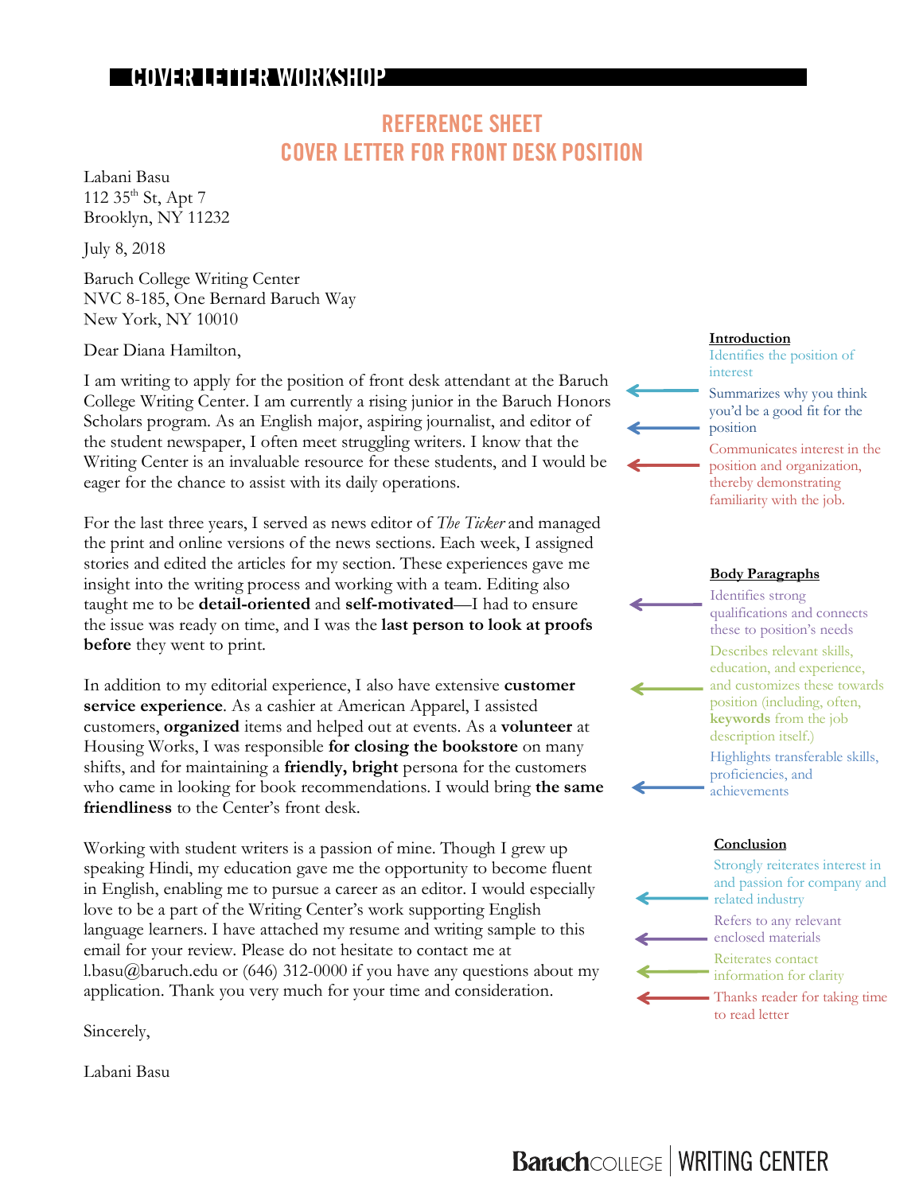# COVER LETTER WORKSHOP

## REFERENCE SHEET
## COVER LETTER FOR FRONT DESK POSITION

Labani Basu
112 35th St, Apt 7
Brooklyn, NY 11232

July 8, 2018

Baruch College Writing Center
NVC 8-185, One Bernard Baruch Way
New York, NY 10010

Dear Diana Hamilton,

I am writing to apply for the position of front desk attendant at the Baruch College Writing Center. I am currently a rising junior in the Baruch Honors Scholars program. As an English major, aspiring journalist, and editor of the student newspaper, I often meet struggling writers. I know that the Writing Center is an invaluable resource for these students, and I would be eager for the chance to assist with its daily operations.

For the last three years, I served as news editor of *The Ticker* and managed the print and online versions of the news sections. Each week, I assigned stories and edited the articles for my section. These experiences gave me insight into the writing process and working with a team. Editing also taught me to be **detail-oriented** and **self-motivated**—I had to ensure the issue was ready on time, and I was the **last person to look at proofs before** they went to print.

In addition to my editorial experience, I also have extensive **customer service experience**. As a cashier at American Apparel, I assisted customers, **organized** items and helped out at events. As a **volunteer** at Housing Works, I was responsible **for closing the bookstore** on many shifts, and for maintaining a **friendly, bright** persona for the customers who came in looking for book recommendations. I would bring **the same friendliness** to the Center's front desk.

Working with student writers is a passion of mine. Though I grew up speaking Hindi, my education gave me the opportunity to become fluent in English, enabling me to pursue a career as an editor. I would especially love to be a part of the Writing Center's work supporting English language learners. I have attached my resume and writing sample to this email for your review. Please do not hesitate to contact me at l.basu@baruch.edu or (646) 312-0000 if you have any questions about my application. Thank you very much for your time and consideration.

Sincerely,

Labani Basu

---

**Introduction**

- Identifies the position of interest
- Summarizes why you think you'd be a good fit for the position
- Communicates interest in the position and organization, thereby demonstrating familiarity with the job.

**Body Paragraphs**

- Identifies strong qualifications and connects these to position's needs
- Describes relevant skills, education, and experience, and customizes these towards position (including, often, **keywords** from the job description itself.)
- Highlights transferable skills, proficiencies, and achievements

**Conclusion**

- Strongly reiterates interest in and passion for company and related industry
- Refers to any relevant enclosed materials
- Reiterates contact information for clarity
- Thanks reader for taking time to read letter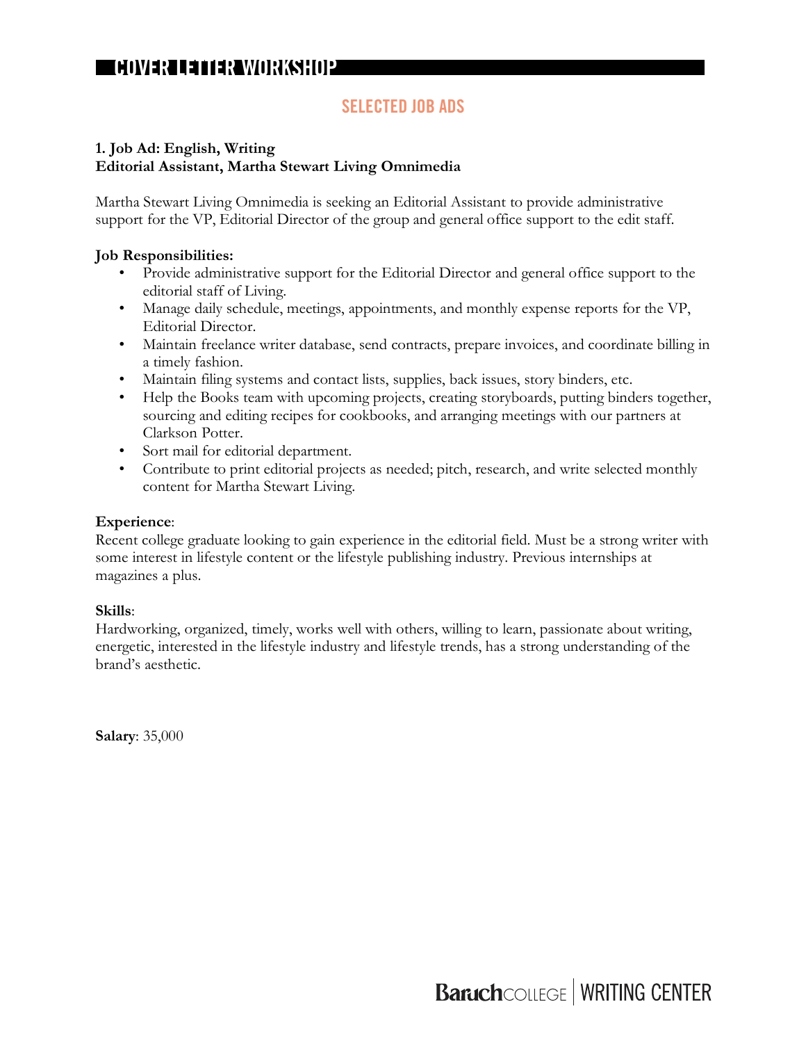## SELECTED JOB ADS

**1. Job Ad: English, Writing**
**Editorial Assistant, Martha Stewart Living Omnimedia**

Martha Stewart Living Omnimedia is seeking an Editorial Assistant to provide administrative support for the VP, Editorial Director of the group and general office support to the edit staff.

**Job Responsibilities:**

- Provide administrative support for the Editorial Director and general office support to the editorial staff of Living.
- Manage daily schedule, meetings, appointments, and monthly expense reports for the VP, Editorial Director.
- Maintain freelance writer database, send contracts, prepare invoices, and coordinate billing in a timely fashion.
- Maintain filing systems and contact lists, supplies, back issues, story binders, etc.
- Help the Books team with upcoming projects, creating storyboards, putting binders together, sourcing and editing recipes for cookbooks, and arranging meetings with our partners at Clarkson Potter.
- Sort mail for editorial department.
- Contribute to print editorial projects as needed; pitch, research, and write selected monthly content for Martha Stewart Living.

**Experience**:
Recent college graduate looking to gain experience in the editorial field. Must be a strong writer with some interest in lifestyle content or the lifestyle publishing industry. Previous internships at magazines a plus.

**Skills**:
Hardworking, organized, timely, works well with others, willing to learn, passionate about writing, energetic, interested in the lifestyle industry and lifestyle trends, has a strong understanding of the brand's aesthetic.

**Salary**: 35,000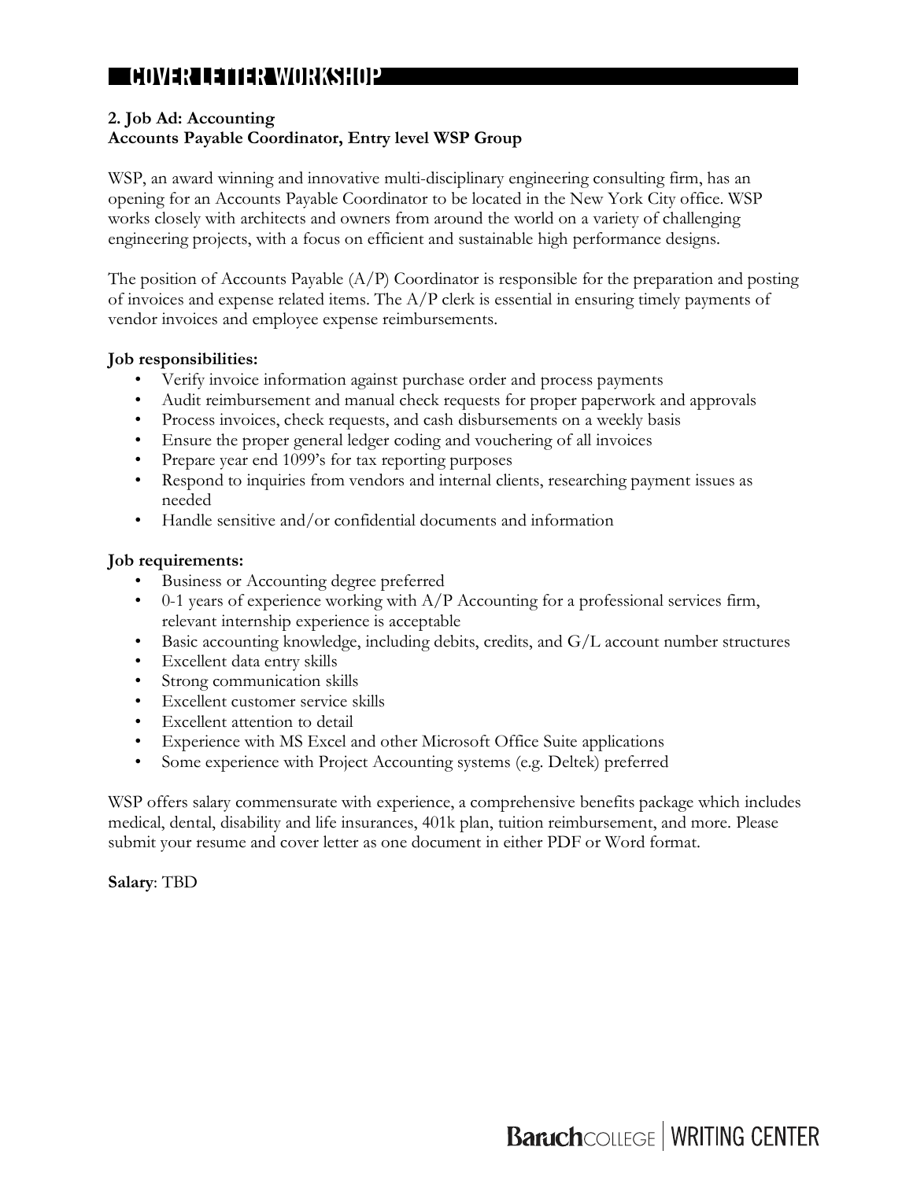## COVER LETTER WORKSHOP

**2. Job Ad: Accounting**
**Accounts Payable Coordinator, Entry level WSP Group**

WSP, an award winning and innovative multi-disciplinary engineering consulting firm, has an opening for an Accounts Payable Coordinator to be located in the New York City office. WSP works closely with architects and owners from around the world on a variety of challenging engineering projects, with a focus on efficient and sustainable high performance designs.

The position of Accounts Payable (A/P) Coordinator is responsible for the preparation and posting of invoices and expense related items. The A/P clerk is essential in ensuring timely payments of vendor invoices and employee expense reimbursements.

**Job responsibilities:**

- Verify invoice information against purchase order and process payments
- Audit reimbursement and manual check requests for proper paperwork and approvals
- Process invoices, check requests, and cash disbursements on a weekly basis
- Ensure the proper general ledger coding and vouchering of all invoices
- Prepare year end 1099's for tax reporting purposes
- Respond to inquiries from vendors and internal clients, researching payment issues as needed
- Handle sensitive and/or confidential documents and information

**Job requirements:**

- Business or Accounting degree preferred
- 0-1 years of experience working with A/P Accounting for a professional services firm, relevant internship experience is acceptable
- Basic accounting knowledge, including debits, credits, and G/L account number structures
- Excellent data entry skills
- Strong communication skills
- Excellent customer service skills
- Excellent attention to detail
- Experience with MS Excel and other Microsoft Office Suite applications
- Some experience with Project Accounting systems (e.g. Deltek) preferred

WSP offers salary commensurate with experience, a comprehensive benefits package which includes medical, dental, disability and life insurances, 401k plan, tuition reimbursement, and more. Please submit your resume and cover letter as one document in either PDF or Word format.

**Salary**: TBD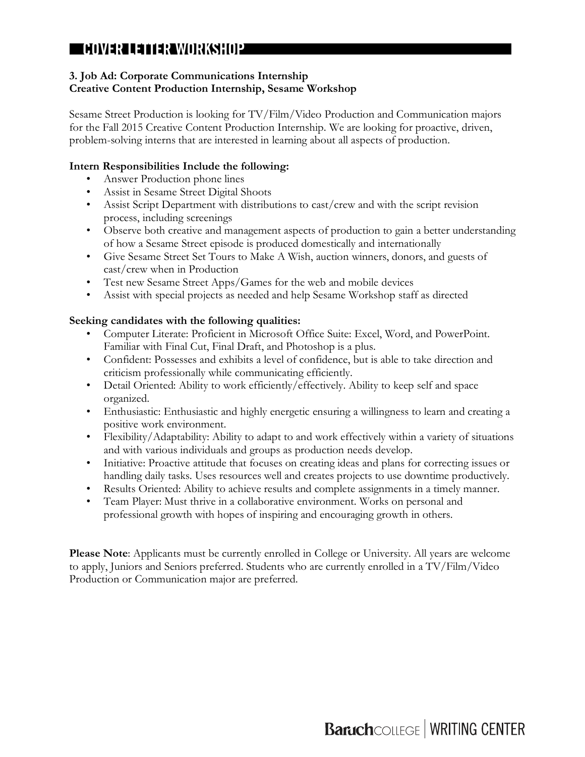**3. Job Ad: Corporate Communications Internship**
**Creative Content Production Internship, Sesame Workshop**

Sesame Street Production is looking for TV/Film/Video Production and Communication majors for the Fall 2015 Creative Content Production Internship. We are looking for proactive, driven, problem-solving interns that are interested in learning about all aspects of production.

**Intern Responsibilities Include the following:**

- Answer Production phone lines
- Assist in Sesame Street Digital Shoots
- Assist Script Department with distributions to cast/crew and with the script revision process, including screenings
- Observe both creative and management aspects of production to gain a better understanding of how a Sesame Street episode is produced domestically and internationally
- Give Sesame Street Set Tours to Make A Wish, auction winners, donors, and guests of cast/crew when in Production
- Test new Sesame Street Apps/Games for the web and mobile devices
- Assist with special projects as needed and help Sesame Workshop staff as directed

**Seeking candidates with the following qualities:**

- Computer Literate: Proficient in Microsoft Office Suite: Excel, Word, and PowerPoint. Familiar with Final Cut, Final Draft, and Photoshop is a plus.
- Confident: Possesses and exhibits a level of confidence, but is able to take direction and criticism professionally while communicating efficiently.
- Detail Oriented: Ability to work efficiently/effectively. Ability to keep self and space organized.
- Enthusiastic: Enthusiastic and highly energetic ensuring a willingness to learn and creating a positive work environment.
- Flexibility/Adaptability: Ability to adapt to and work effectively within a variety of situations and with various individuals and groups as production needs develop.
- Initiative: Proactive attitude that focuses on creating ideas and plans for correcting issues or handling daily tasks. Uses resources well and creates projects to use downtime productively.
- Results Oriented: Ability to achieve results and complete assignments in a timely manner.
- Team Player: Must thrive in a collaborative environment. Works on personal and professional growth with hopes of inspiring and encouraging growth in others.

**Please Note**: Applicants must be currently enrolled in College or University. All years are welcome to apply, Juniors and Seniors preferred. Students who are currently enrolled in a TV/Film/Video Production or Communication major are preferred.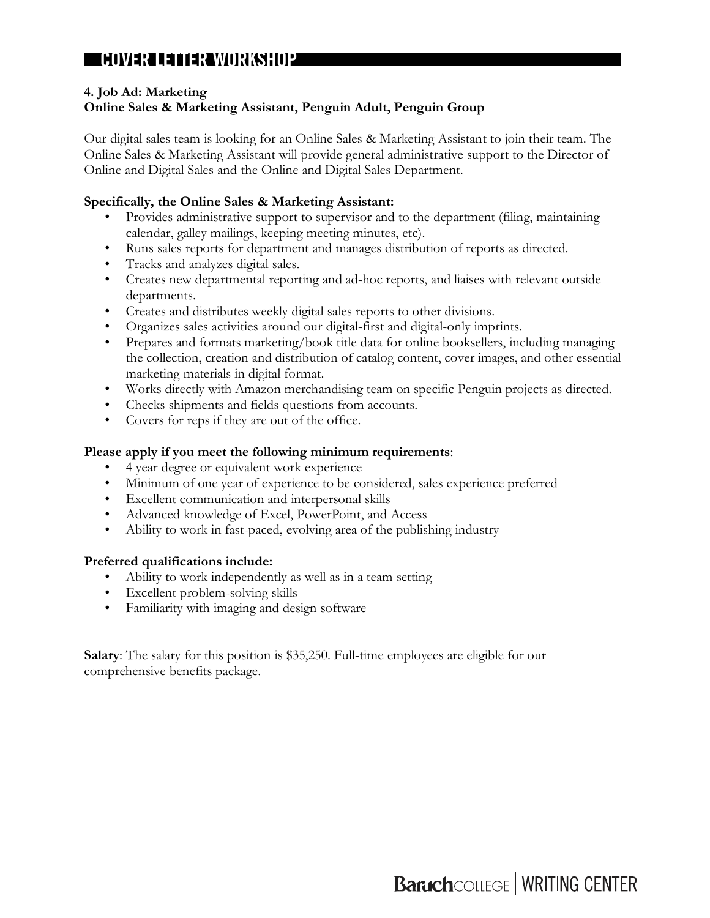## 4. Job Ad: Marketing

### Online Sales & Marketing Assistant, Penguin Adult, Penguin Group

Our digital sales team is looking for an Online Sales & Marketing Assistant to join their team. The Online Sales & Marketing Assistant will provide general administrative support to the Director of Online and Digital Sales and the Online and Digital Sales Department.

**Specifically, the Online Sales & Marketing Assistant:**

- Provides administrative support to supervisor and to the department (filing, maintaining calendar, galley mailings, keeping meeting minutes, etc).
- Runs sales reports for department and manages distribution of reports as directed.
- Tracks and analyzes digital sales.
- Creates new departmental reporting and ad-hoc reports, and liaises with relevant outside departments.
- Creates and distributes weekly digital sales reports to other divisions.
- Organizes sales activities around our digital-first and digital-only imprints.
- Prepares and formats marketing/book title data for online booksellers, including managing the collection, creation and distribution of catalog content, cover images, and other essential marketing materials in digital format.
- Works directly with Amazon merchandising team on specific Penguin projects as directed.
- Checks shipments and fields questions from accounts.
- Covers for reps if they are out of the office.

**Please apply if you meet the following minimum requirements**:

- 4 year degree or equivalent work experience
- Minimum of one year of experience to be considered, sales experience preferred
- Excellent communication and interpersonal skills
- Advanced knowledge of Excel, PowerPoint, and Access
- Ability to work in fast-paced, evolving area of the publishing industry

**Preferred qualifications include:**

- Ability to work independently as well as in a team setting
- Excellent problem-solving skills
- Familiarity with imaging and design software

**Salary**: The salary for this position is $35,250. Full-time employees are eligible for our comprehensive benefits package.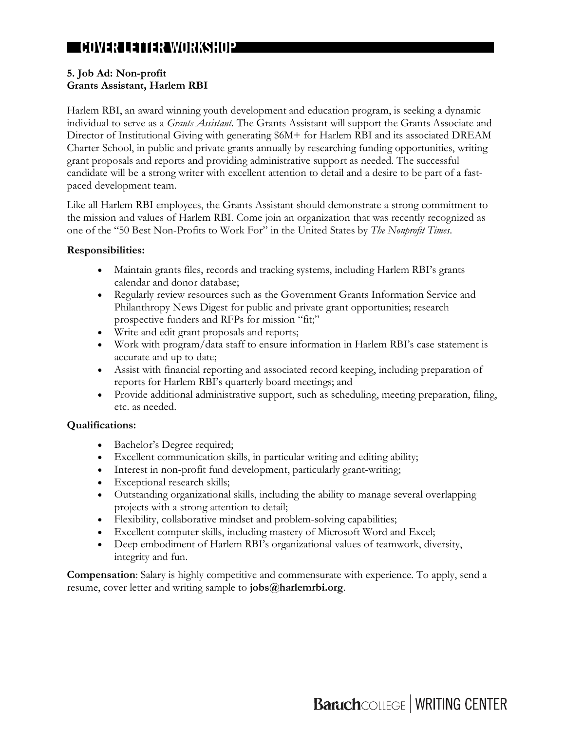**5. Job Ad: Non-profit**
**Grants Assistant, Harlem RBI**

Harlem RBI, an award winning youth development and education program, is seeking a dynamic individual to serve as a *Grants Assistant*. The Grants Assistant will support the Grants Associate and Director of Institutional Giving with generating $6M+ for Harlem RBI and its associated DREAM Charter School, in public and private grants annually by researching funding opportunities, writing grant proposals and reports and providing administrative support as needed. The successful candidate will be a strong writer with excellent attention to detail and a desire to be part of a fast-paced development team.

Like all Harlem RBI employees, the Grants Assistant should demonstrate a strong commitment to the mission and values of Harlem RBI. Come join an organization that was recently recognized as one of the "50 Best Non-Profits to Work For" in the United States by *The Nonprofit Times*.

**Responsibilities:**

- Maintain grants files, records and tracking systems, including Harlem RBI's grants calendar and donor database;
- Regularly review resources such as the Government Grants Information Service and Philanthropy News Digest for public and private grant opportunities; research prospective funders and RFPs for mission "fit;"
- Write and edit grant proposals and reports;
- Work with program/data staff to ensure information in Harlem RBI's case statement is accurate and up to date;
- Assist with financial reporting and associated record keeping, including preparation of reports for Harlem RBI's quarterly board meetings; and
- Provide additional administrative support, such as scheduling, meeting preparation, filing, etc. as needed.

**Qualifications:**

- Bachelor's Degree required;
- Excellent communication skills, in particular writing and editing ability;
- Interest in non-profit fund development, particularly grant-writing;
- Exceptional research skills;
- Outstanding organizational skills, including the ability to manage several overlapping projects with a strong attention to detail;
- Flexibility, collaborative mindset and problem-solving capabilities;
- Excellent computer skills, including mastery of Microsoft Word and Excel;
- Deep embodiment of Harlem RBI's organizational values of teamwork, diversity, integrity and fun.

**Compensation**: Salary is highly competitive and commensurate with experience. To apply, send a resume, cover letter and writing sample to **jobs@harlemrbi.org**.